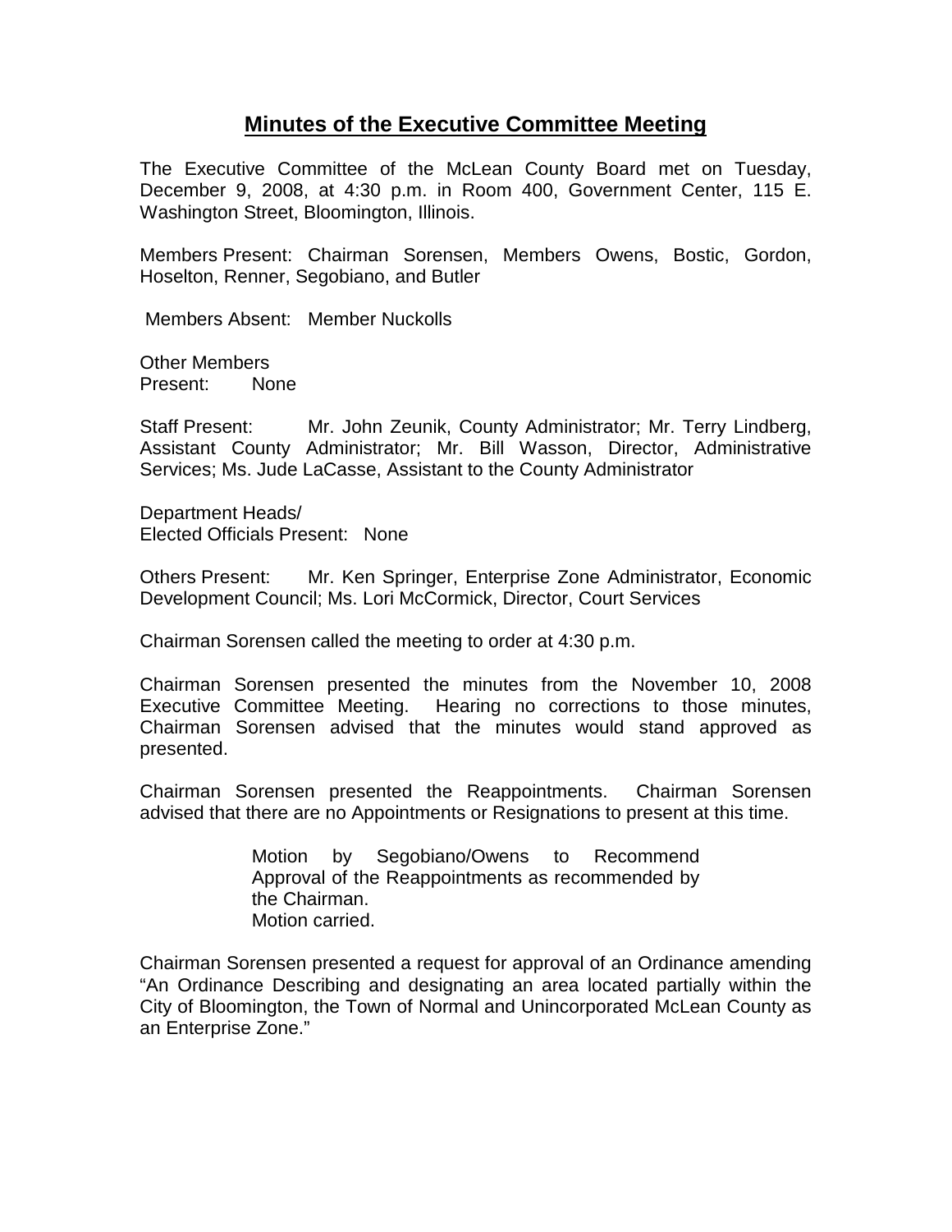# Minutes of the Executive Committee Meeting

The Executive Committee of the McLean County Board met on Tuesday, December 9, 2008, at 4:30 p.m. in Room 400, Government Center, 115 E. Washington Street, Bloomington, Illinois.

Members Present: Chairman Sorensen, Members Owens, Bostic, Gordon, Hoselton, Renner, Segobiano, and Butler

Members Absent: Member Nuckolls

Other Members Present: None

Staff Present: Mr. John Zeunik, County Administrator; Mr. Terry Lindberg, Assistant County Administrator; Mr. Bill Wasson, Director, Administrative Services; Ms. Jude LaCasse, Assistant to the County Administrator

Department Heads/ Elected Officials Present: None

Others Present: Mr. Ken Springer, Enterprise Zone Administrator, Economic Development Council; Ms. Lori McCormick, Director, Court Services

Chairman Sorensen called the meeting to order at 4:30 p.m.

Chairman Sorensen presented the minutes from the November 10, 2008 Executive Committee Meeting. Hearing no corrections to those minutes, Chairman Sorensen advised that the minutes would stand approved as presented.

Chairman Sorensen presented the Reappointments. Chairman Sorensen advised that there are no Appointments or Resignations to present at this time.

> Motion by Segobiano/Owens to Recommend Approval of the Reappointments as recommended by the Chairman.
> Motion carried.

Chairman Sorensen presented a request for approval of an Ordinance amending "An Ordinance Describing and designating an area located partially within the City of Bloomington, the Town of Normal and Unincorporated McLean County as an Enterprise Zone."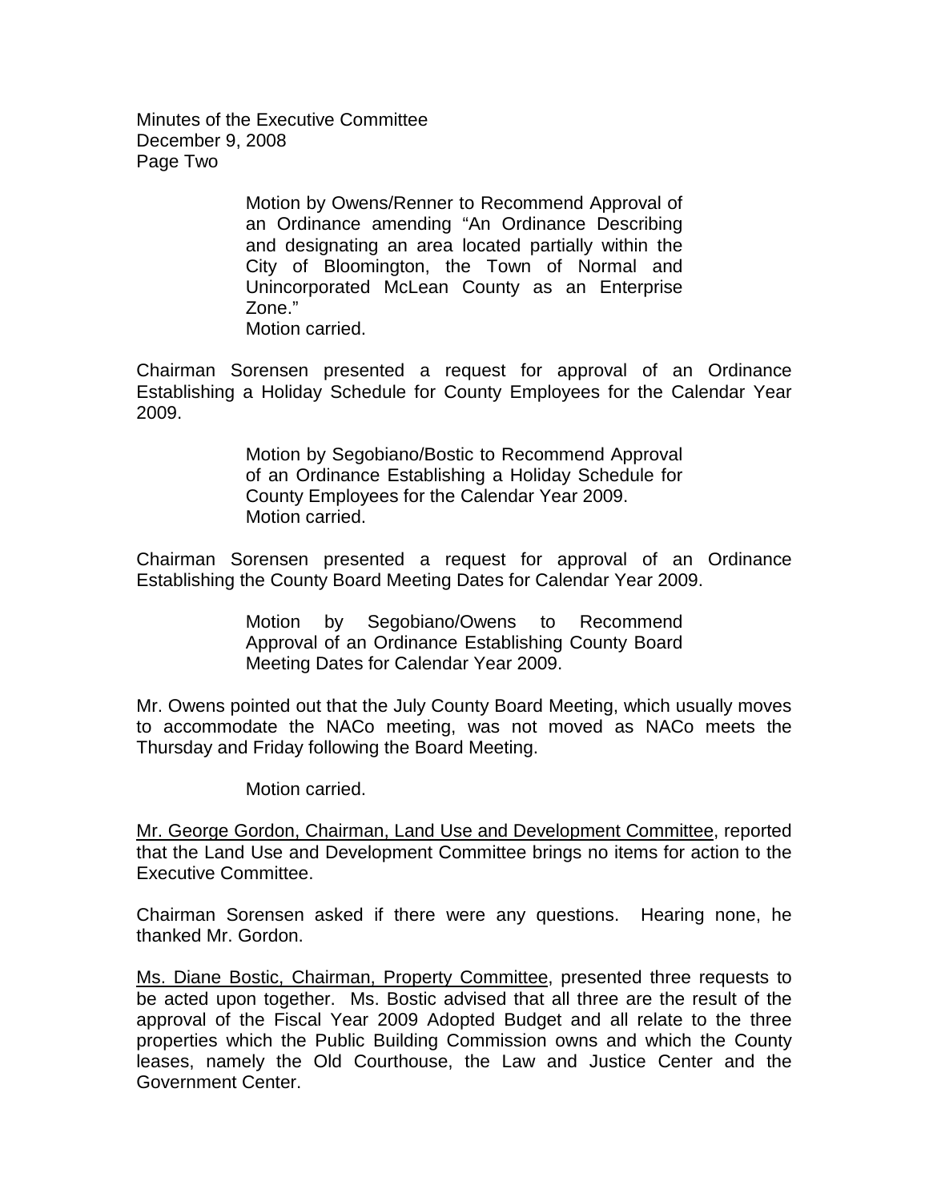Motion by Owens/Renner to Recommend Approval of an Ordinance amending "An Ordinance Describing and designating an area located partially within the City of Bloomington, the Town of Normal and Unincorporated McLean County as an Enterprise Zone."
Motion carried.

Chairman Sorensen presented a request for approval of an Ordinance Establishing a Holiday Schedule for County Employees for the Calendar Year 2009.

Motion by Segobiano/Bostic to Recommend Approval of an Ordinance Establishing a Holiday Schedule for County Employees for the Calendar Year 2009.
Motion carried.

Chairman Sorensen presented a request for approval of an Ordinance Establishing the County Board Meeting Dates for Calendar Year 2009.

Motion by Segobiano/Owens to Recommend Approval of an Ordinance Establishing County Board Meeting Dates for Calendar Year 2009.

Mr. Owens pointed out that the July County Board Meeting, which usually moves to accommodate the NACo meeting, was not moved as NACo meets the Thursday and Friday following the Board Meeting.

Motion carried.

Mr. George Gordon, Chairman, Land Use and Development Committee, reported that the Land Use and Development Committee brings no items for action to the Executive Committee.

Chairman Sorensen asked if there were any questions. Hearing none, he thanked Mr. Gordon.

Ms. Diane Bostic, Chairman, Property Committee, presented three requests to be acted upon together. Ms. Bostic advised that all three are the result of the approval of the Fiscal Year 2009 Adopted Budget and all relate to the three properties which the Public Building Commission owns and which the County leases, namely the Old Courthouse, the Law and Justice Center and the Government Center.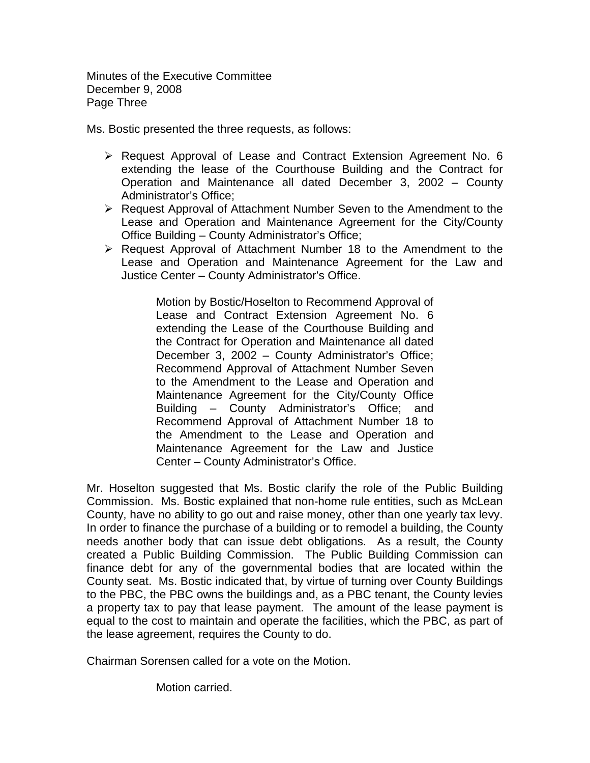Ms. Bostic presented the three requests, as follows:

- Request Approval of Lease and Contract Extension Agreement No. 6 extending the lease of the Courthouse Building and the Contract for Operation and Maintenance all dated December 3, 2002 – County Administrator's Office;
- Request Approval of Attachment Number Seven to the Amendment to the Lease and Operation and Maintenance Agreement for the City/County Office Building – County Administrator's Office;
- Request Approval of Attachment Number 18 to the Amendment to the Lease and Operation and Maintenance Agreement for the Law and Justice Center – County Administrator's Office.

> Motion by Bostic/Hoselton to Recommend Approval of Lease and Contract Extension Agreement No. 6 extending the Lease of the Courthouse Building and the Contract for Operation and Maintenance all dated December 3, 2002 – County Administrator's Office; Recommend Approval of Attachment Number Seven to the Amendment to the Lease and Operation and Maintenance Agreement for the City/County Office Building – County Administrator's Office; and Recommend Approval of Attachment Number 18 to the Amendment to the Lease and Operation and Maintenance Agreement for the Law and Justice Center – County Administrator's Office.

Mr. Hoselton suggested that Ms. Bostic clarify the role of the Public Building Commission. Ms. Bostic explained that non-home rule entities, such as McLean County, have no ability to go out and raise money, other than one yearly tax levy. In order to finance the purchase of a building or to remodel a building, the County needs another body that can issue debt obligations. As a result, the County created a Public Building Commission. The Public Building Commission can finance debt for any of the governmental bodies that are located within the County seat. Ms. Bostic indicated that, by virtue of turning over County Buildings to the PBC, the PBC owns the buildings and, as a PBC tenant, the County levies a property tax to pay that lease payment. The amount of the lease payment is equal to the cost to maintain and operate the facilities, which the PBC, as part of the lease agreement, requires the County to do.

Chairman Sorensen called for a vote on the Motion.

Motion carried.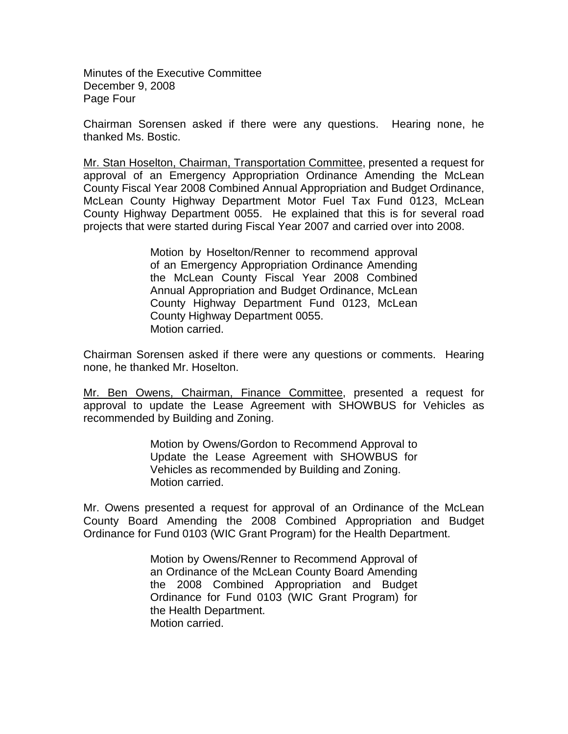Chairman Sorensen asked if there were any questions. Hearing none, he thanked Ms. Bostic.

Mr. Stan Hoselton, Chairman, Transportation Committee, presented a request for approval of an Emergency Appropriation Ordinance Amending the McLean County Fiscal Year 2008 Combined Annual Appropriation and Budget Ordinance, McLean County Highway Department Motor Fuel Tax Fund 0123, McLean County Highway Department 0055. He explained that this is for several road projects that were started during Fiscal Year 2007 and carried over into 2008.

> Motion by Hoselton/Renner to recommend approval of an Emergency Appropriation Ordinance Amending the McLean County Fiscal Year 2008 Combined Annual Appropriation and Budget Ordinance, McLean County Highway Department Fund 0123, McLean County Highway Department 0055.
> Motion carried.

Chairman Sorensen asked if there were any questions or comments. Hearing none, he thanked Mr. Hoselton.

Mr. Ben Owens, Chairman, Finance Committee, presented a request for approval to update the Lease Agreement with SHOWBUS for Vehicles as recommended by Building and Zoning.

> Motion by Owens/Gordon to Recommend Approval to Update the Lease Agreement with SHOWBUS for Vehicles as recommended by Building and Zoning.
> Motion carried.

Mr. Owens presented a request for approval of an Ordinance of the McLean County Board Amending the 2008 Combined Appropriation and Budget Ordinance for Fund 0103 (WIC Grant Program) for the Health Department.

> Motion by Owens/Renner to Recommend Approval of an Ordinance of the McLean County Board Amending the 2008 Combined Appropriation and Budget Ordinance for Fund 0103 (WIC Grant Program) for the Health Department.
> Motion carried.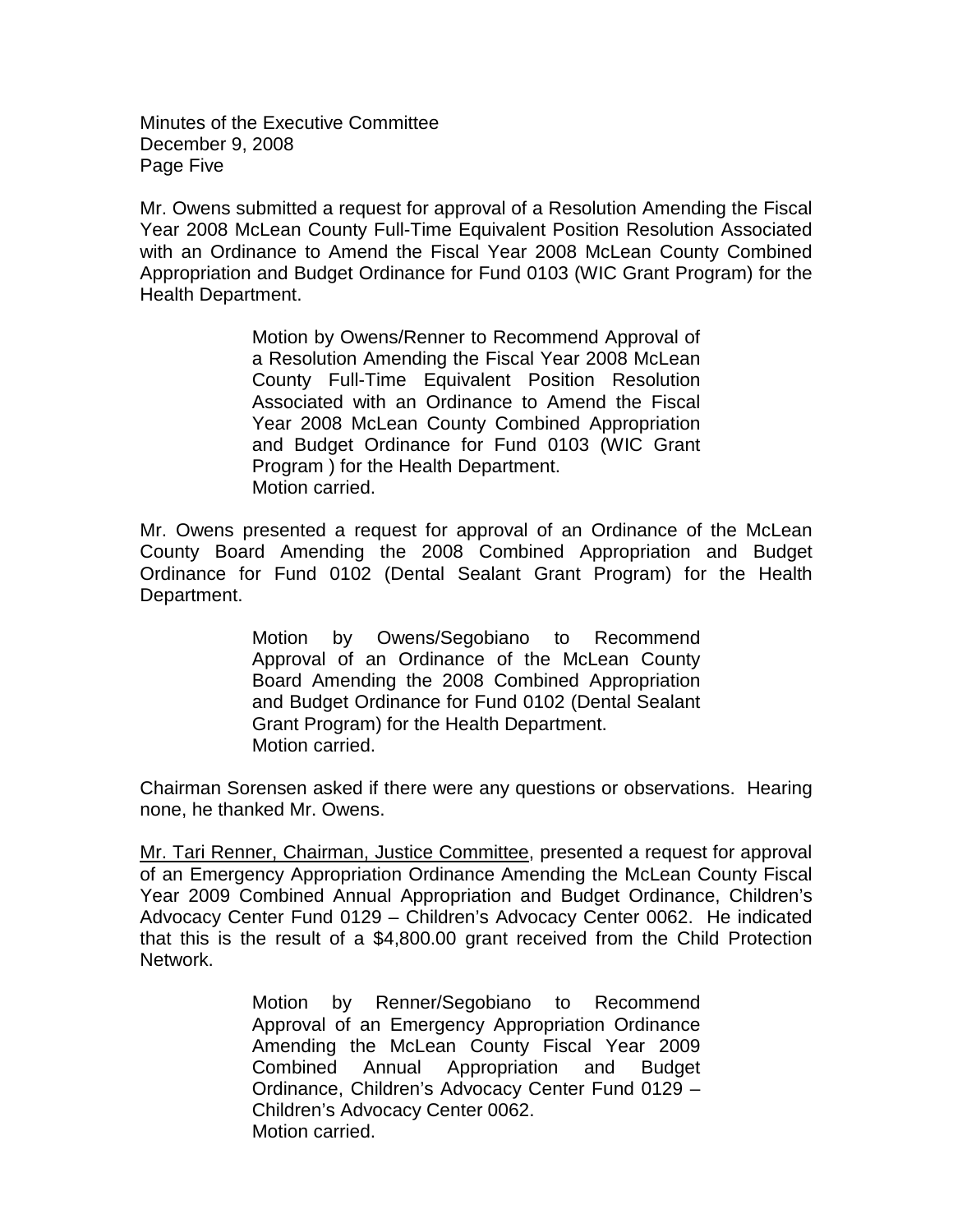Mr. Owens submitted a request for approval of a Resolution Amending the Fiscal Year 2008 McLean County Full-Time Equivalent Position Resolution Associated with an Ordinance to Amend the Fiscal Year 2008 McLean County Combined Appropriation and Budget Ordinance for Fund 0103 (WIC Grant Program) for the Health Department.

> Motion by Owens/Renner to Recommend Approval of a Resolution Amending the Fiscal Year 2008 McLean County Full-Time Equivalent Position Resolution Associated with an Ordinance to Amend the Fiscal Year 2008 McLean County Combined Appropriation and Budget Ordinance for Fund 0103 (WIC Grant Program ) for the Health Department.
> Motion carried.

Mr. Owens presented a request for approval of an Ordinance of the McLean County Board Amending the 2008 Combined Appropriation and Budget Ordinance for Fund 0102 (Dental Sealant Grant Program) for the Health Department.

> Motion by Owens/Segobiano to Recommend Approval of an Ordinance of the McLean County Board Amending the 2008 Combined Appropriation and Budget Ordinance for Fund 0102 (Dental Sealant Grant Program) for the Health Department.
> Motion carried.

Chairman Sorensen asked if there were any questions or observations. Hearing none, he thanked Mr. Owens.

<u>Mr. Tari Renner, Chairman, Justice Committee</u>, presented a request for approval of an Emergency Appropriation Ordinance Amending the McLean County Fiscal Year 2009 Combined Annual Appropriation and Budget Ordinance, Children's Advocacy Center Fund 0129 – Children's Advocacy Center 0062. He indicated that this is the result of a $4,800.00 grant received from the Child Protection Network.

> Motion by Renner/Segobiano to Recommend Approval of an Emergency Appropriation Ordinance Amending the McLean County Fiscal Year 2009 Combined Annual Appropriation and Budget Ordinance, Children's Advocacy Center Fund 0129 – Children's Advocacy Center 0062.
> Motion carried.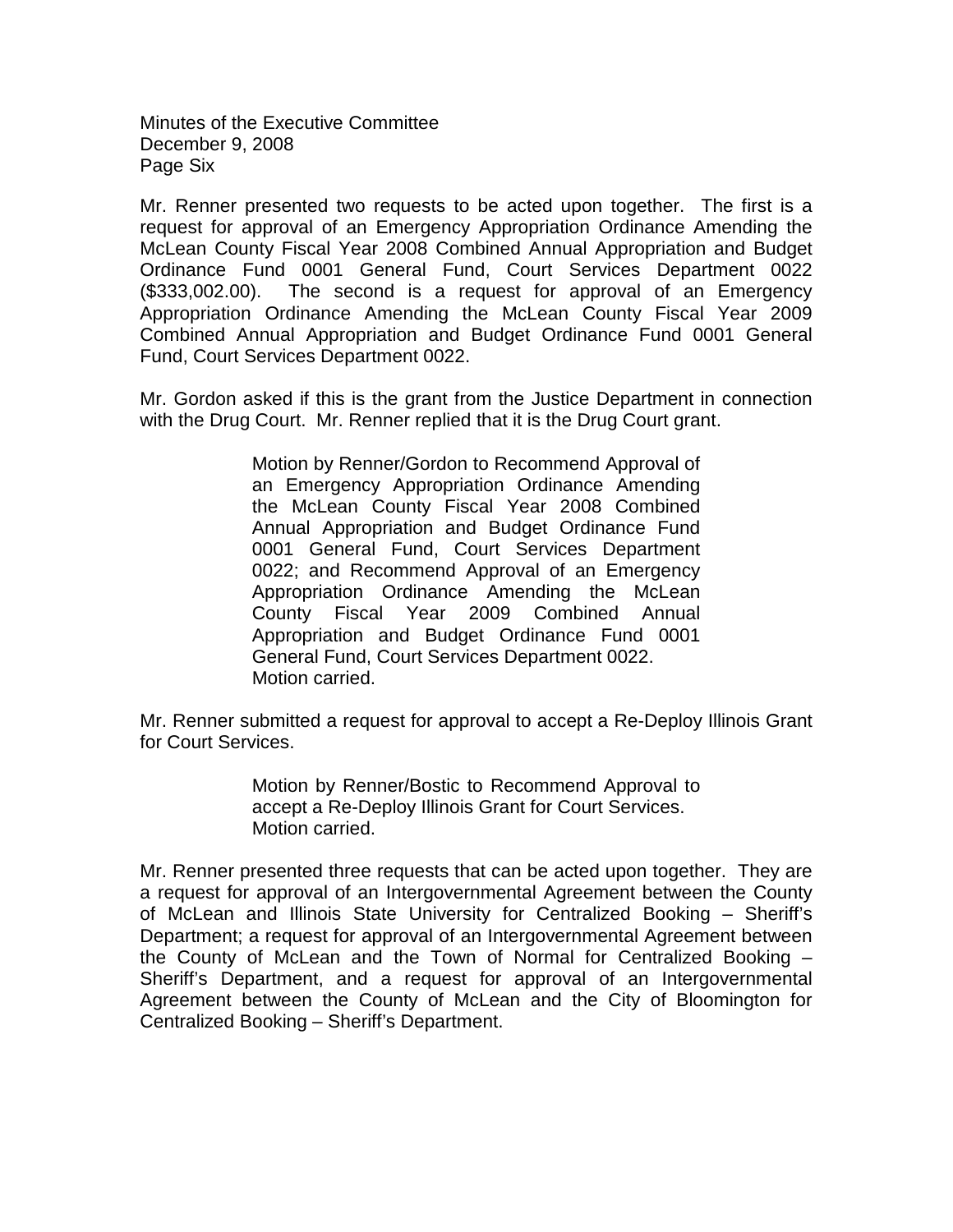Minutes of the Executive Committee
December 9, 2008
Page Six

Mr. Renner presented two requests to be acted upon together. The first is a request for approval of an Emergency Appropriation Ordinance Amending the McLean County Fiscal Year 2008 Combined Annual Appropriation and Budget Ordinance Fund 0001 General Fund, Court Services Department 0022 ($333,002.00). The second is a request for approval of an Emergency Appropriation Ordinance Amending the McLean County Fiscal Year 2009 Combined Annual Appropriation and Budget Ordinance Fund 0001 General Fund, Court Services Department 0022.

Mr. Gordon asked if this is the grant from the Justice Department in connection with the Drug Court. Mr. Renner replied that it is the Drug Court grant.

> Motion by Renner/Gordon to Recommend Approval of an Emergency Appropriation Ordinance Amending the McLean County Fiscal Year 2008 Combined Annual Appropriation and Budget Ordinance Fund 0001 General Fund, Court Services Department 0022; and Recommend Approval of an Emergency Appropriation Ordinance Amending the McLean County Fiscal Year 2009 Combined Annual Appropriation and Budget Ordinance Fund 0001 General Fund, Court Services Department 0022.
> Motion carried.

Mr. Renner submitted a request for approval to accept a Re-Deploy Illinois Grant for Court Services.

> Motion by Renner/Bostic to Recommend Approval to accept a Re-Deploy Illinois Grant for Court Services.
> Motion carried.

Mr. Renner presented three requests that can be acted upon together. They are a request for approval of an Intergovernmental Agreement between the County of McLean and Illinois State University for Centralized Booking – Sheriff's Department; a request for approval of an Intergovernmental Agreement between the County of McLean and the Town of Normal for Centralized Booking – Sheriff's Department, and a request for approval of an Intergovernmental Agreement between the County of McLean and the City of Bloomington for Centralized Booking – Sheriff's Department.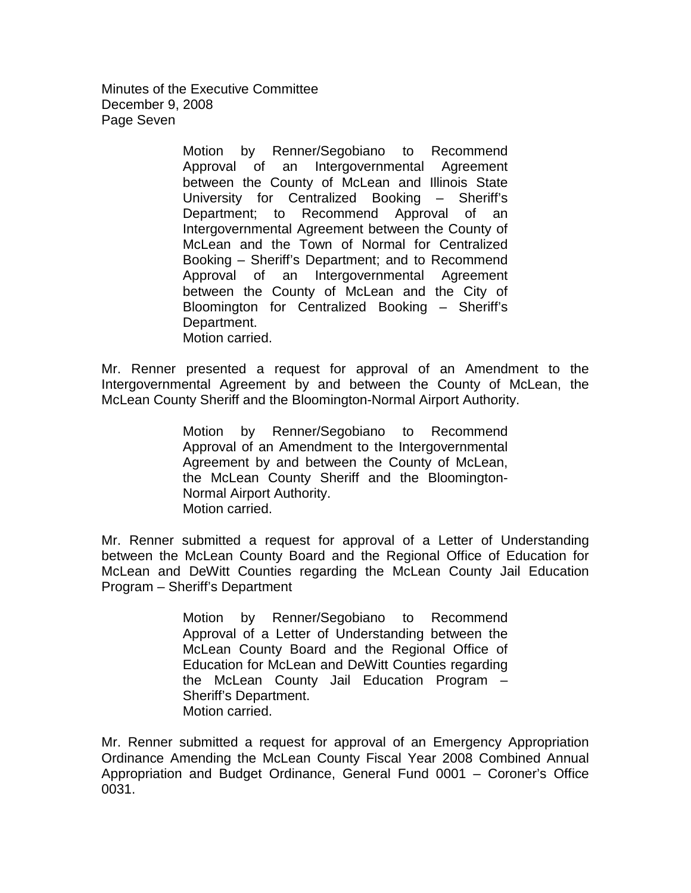Motion by Renner/Segobiano to Recommend Approval of an Intergovernmental Agreement between the County of McLean and Illinois State University for Centralized Booking – Sheriff's Department; to Recommend Approval of an Intergovernmental Agreement between the County of McLean and the Town of Normal for Centralized Booking – Sheriff's Department; and to Recommend Approval of an Intergovernmental Agreement between the County of McLean and the City of Bloomington for Centralized Booking – Sheriff's Department.
Motion carried.

Mr. Renner presented a request for approval of an Amendment to the Intergovernmental Agreement by and between the County of McLean, the McLean County Sheriff and the Bloomington-Normal Airport Authority.

Motion by Renner/Segobiano to Recommend Approval of an Amendment to the Intergovernmental Agreement by and between the County of McLean, the McLean County Sheriff and the Bloomington-Normal Airport Authority.
Motion carried.

Mr. Renner submitted a request for approval of a Letter of Understanding between the McLean County Board and the Regional Office of Education for McLean and DeWitt Counties regarding the McLean County Jail Education Program – Sheriff's Department

Motion by Renner/Segobiano to Recommend Approval of a Letter of Understanding between the McLean County Board and the Regional Office of Education for McLean and DeWitt Counties regarding the McLean County Jail Education Program – Sheriff's Department.
Motion carried.

Mr. Renner submitted a request for approval of an Emergency Appropriation Ordinance Amending the McLean County Fiscal Year 2008 Combined Annual Appropriation and Budget Ordinance, General Fund 0001 – Coroner's Office 0031.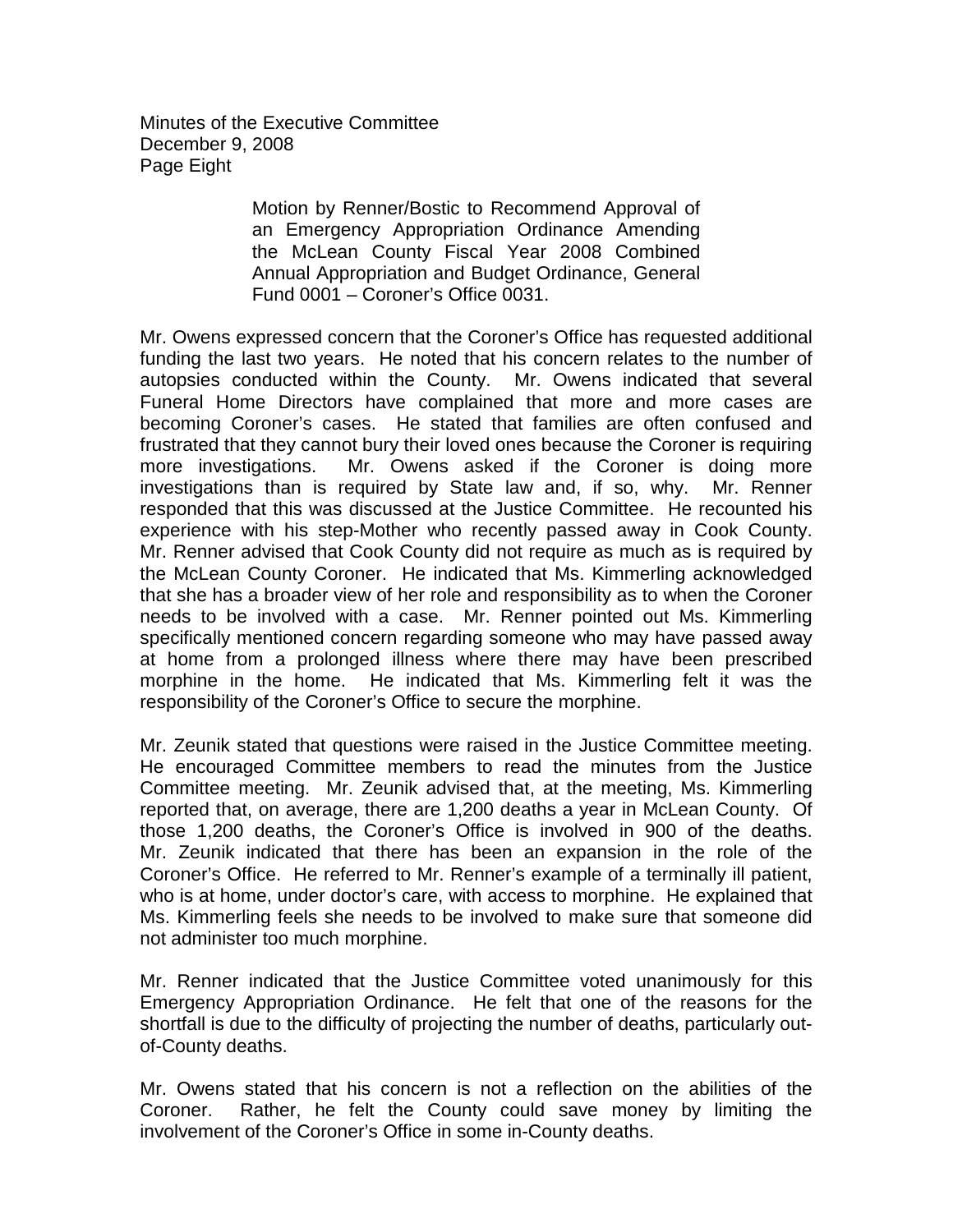Motion by Renner/Bostic to Recommend Approval of an Emergency Appropriation Ordinance Amending the McLean County Fiscal Year 2008 Combined Annual Appropriation and Budget Ordinance, General Fund 0001 – Coroner's Office 0031.

Mr. Owens expressed concern that the Coroner's Office has requested additional funding the last two years. He noted that his concern relates to the number of autopsies conducted within the County. Mr. Owens indicated that several Funeral Home Directors have complained that more and more cases are becoming Coroner's cases. He stated that families are often confused and frustrated that they cannot bury their loved ones because the Coroner is requiring more investigations. Mr. Owens asked if the Coroner is doing more investigations than is required by State law and, if so, why. Mr. Renner responded that this was discussed at the Justice Committee. He recounted his experience with his step-Mother who recently passed away in Cook County. Mr. Renner advised that Cook County did not require as much as is required by the McLean County Coroner. He indicated that Ms. Kimmerling acknowledged that she has a broader view of her role and responsibility as to when the Coroner needs to be involved with a case. Mr. Renner pointed out Ms. Kimmerling specifically mentioned concern regarding someone who may have passed away at home from a prolonged illness where there may have been prescribed morphine in the home. He indicated that Ms. Kimmerling felt it was the responsibility of the Coroner's Office to secure the morphine.

Mr. Zeunik stated that questions were raised in the Justice Committee meeting. He encouraged Committee members to read the minutes from the Justice Committee meeting. Mr. Zeunik advised that, at the meeting, Ms. Kimmerling reported that, on average, there are 1,200 deaths a year in McLean County. Of those 1,200 deaths, the Coroner's Office is involved in 900 of the deaths. Mr. Zeunik indicated that there has been an expansion in the role of the Coroner's Office. He referred to Mr. Renner's example of a terminally ill patient, who is at home, under doctor's care, with access to morphine. He explained that Ms. Kimmerling feels she needs to be involved to make sure that someone did not administer too much morphine.

Mr. Renner indicated that the Justice Committee voted unanimously for this Emergency Appropriation Ordinance. He felt that one of the reasons for the shortfall is due to the difficulty of projecting the number of deaths, particularly out-of-County deaths.

Mr. Owens stated that his concern is not a reflection on the abilities of the Coroner. Rather, he felt the County could save money by limiting the involvement of the Coroner's Office in some in-County deaths.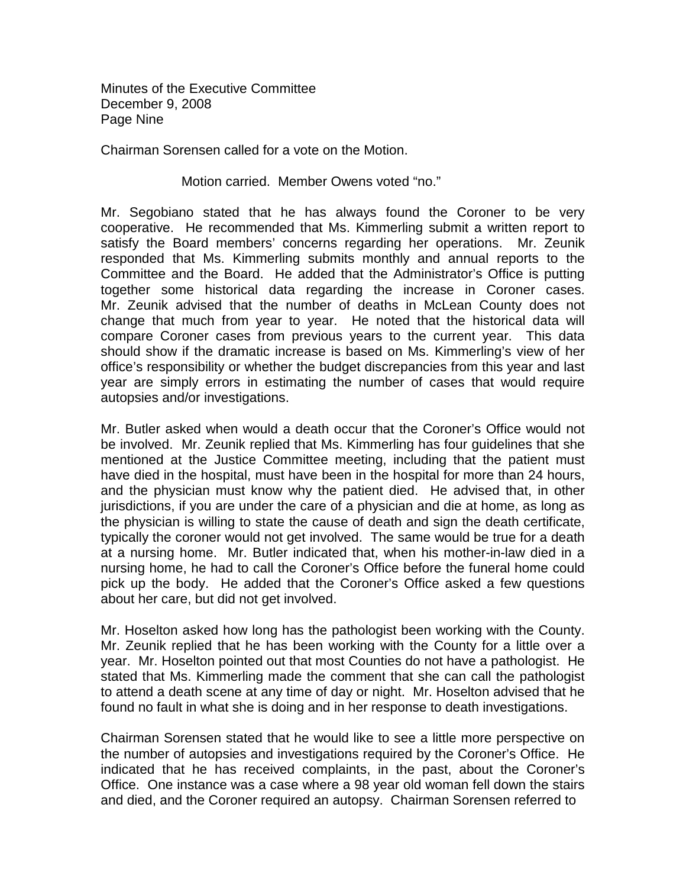Chairman Sorensen called for a vote on the Motion.

Motion carried. Member Owens voted "no."

Mr. Segobiano stated that he has always found the Coroner to be very cooperative. He recommended that Ms. Kimmerling submit a written report to satisfy the Board members' concerns regarding her operations. Mr. Zeunik responded that Ms. Kimmerling submits monthly and annual reports to the Committee and the Board. He added that the Administrator's Office is putting together some historical data regarding the increase in Coroner cases. Mr. Zeunik advised that the number of deaths in McLean County does not change that much from year to year. He noted that the historical data will compare Coroner cases from previous years to the current year. This data should show if the dramatic increase is based on Ms. Kimmerling's view of her office's responsibility or whether the budget discrepancies from this year and last year are simply errors in estimating the number of cases that would require autopsies and/or investigations.

Mr. Butler asked when would a death occur that the Coroner's Office would not be involved. Mr. Zeunik replied that Ms. Kimmerling has four guidelines that she mentioned at the Justice Committee meeting, including that the patient must have died in the hospital, must have been in the hospital for more than 24 hours, and the physician must know why the patient died. He advised that, in other jurisdictions, if you are under the care of a physician and die at home, as long as the physician is willing to state the cause of death and sign the death certificate, typically the coroner would not get involved. The same would be true for a death at a nursing home. Mr. Butler indicated that, when his mother-in-law died in a nursing home, he had to call the Coroner's Office before the funeral home could pick up the body. He added that the Coroner's Office asked a few questions about her care, but did not get involved.

Mr. Hoselton asked how long has the pathologist been working with the County. Mr. Zeunik replied that he has been working with the County for a little over a year. Mr. Hoselton pointed out that most Counties do not have a pathologist. He stated that Ms. Kimmerling made the comment that she can call the pathologist to attend a death scene at any time of day or night. Mr. Hoselton advised that he found no fault in what she is doing and in her response to death investigations.

Chairman Sorensen stated that he would like to see a little more perspective on the number of autopsies and investigations required by the Coroner's Office. He indicated that he has received complaints, in the past, about the Coroner's Office. One instance was a case where a 98 year old woman fell down the stairs and died, and the Coroner required an autopsy. Chairman Sorensen referred to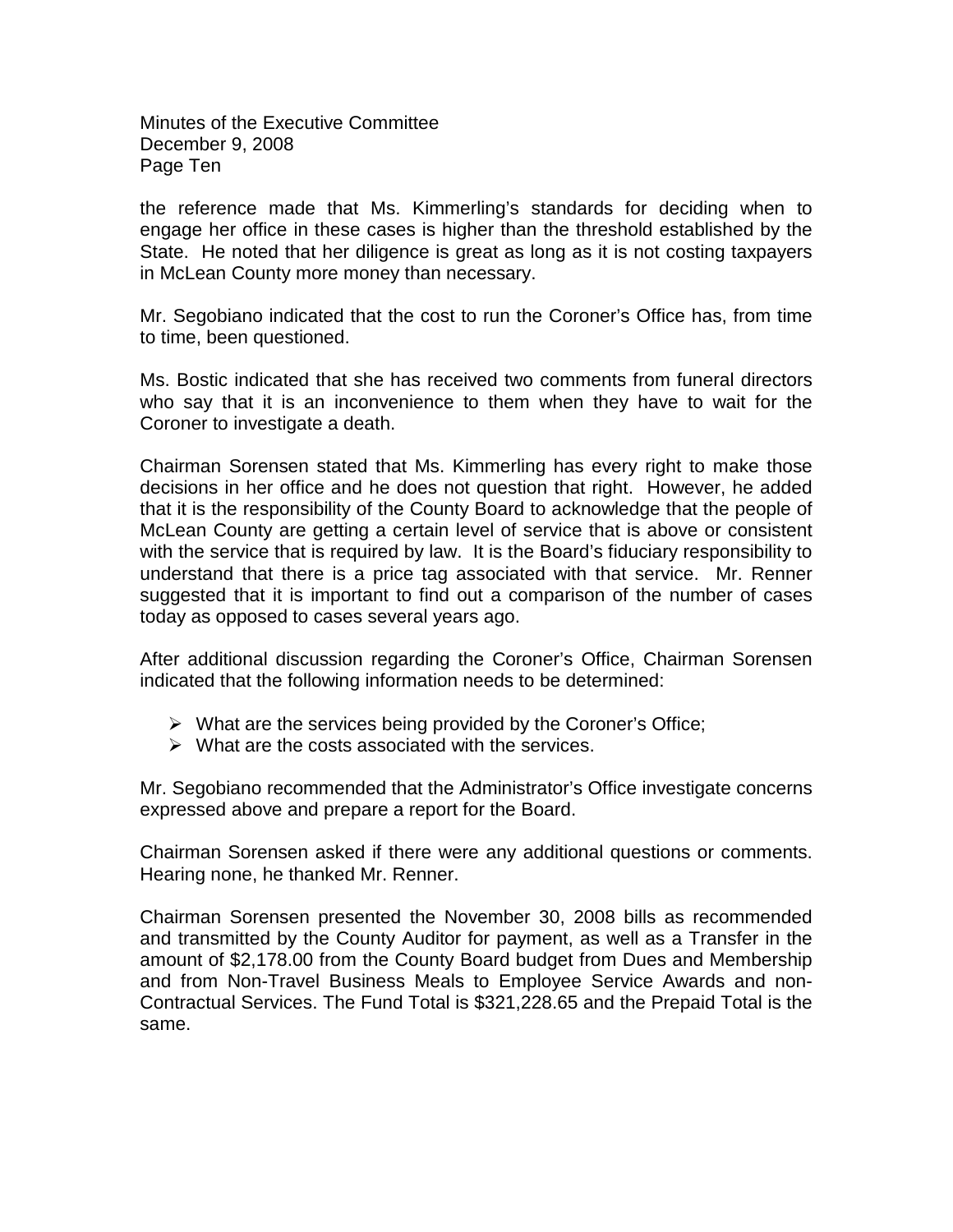the reference made that Ms. Kimmerling's standards for deciding when to engage her office in these cases is higher than the threshold established by the State. He noted that her diligence is great as long as it is not costing taxpayers in McLean County more money than necessary.

Mr. Segobiano indicated that the cost to run the Coroner's Office has, from time to time, been questioned.

Ms. Bostic indicated that she has received two comments from funeral directors who say that it is an inconvenience to them when they have to wait for the Coroner to investigate a death.

Chairman Sorensen stated that Ms. Kimmerling has every right to make those decisions in her office and he does not question that right. However, he added that it is the responsibility of the County Board to acknowledge that the people of McLean County are getting a certain level of service that is above or consistent with the service that is required by law. It is the Board's fiduciary responsibility to understand that there is a price tag associated with that service. Mr. Renner suggested that it is important to find out a comparison of the number of cases today as opposed to cases several years ago.

After additional discussion regarding the Coroner's Office, Chairman Sorensen indicated that the following information needs to be determined:

- What are the services being provided by the Coroner's Office;
- What are the costs associated with the services.

Mr. Segobiano recommended that the Administrator's Office investigate concerns expressed above and prepare a report for the Board.

Chairman Sorensen asked if there were any additional questions or comments. Hearing none, he thanked Mr. Renner.

Chairman Sorensen presented the November 30, 2008 bills as recommended and transmitted by the County Auditor for payment, as well as a Transfer in the amount of $2,178.00 from the County Board budget from Dues and Membership and from Non-Travel Business Meals to Employee Service Awards and non-Contractual Services. The Fund Total is $321,228.65 and the Prepaid Total is the same.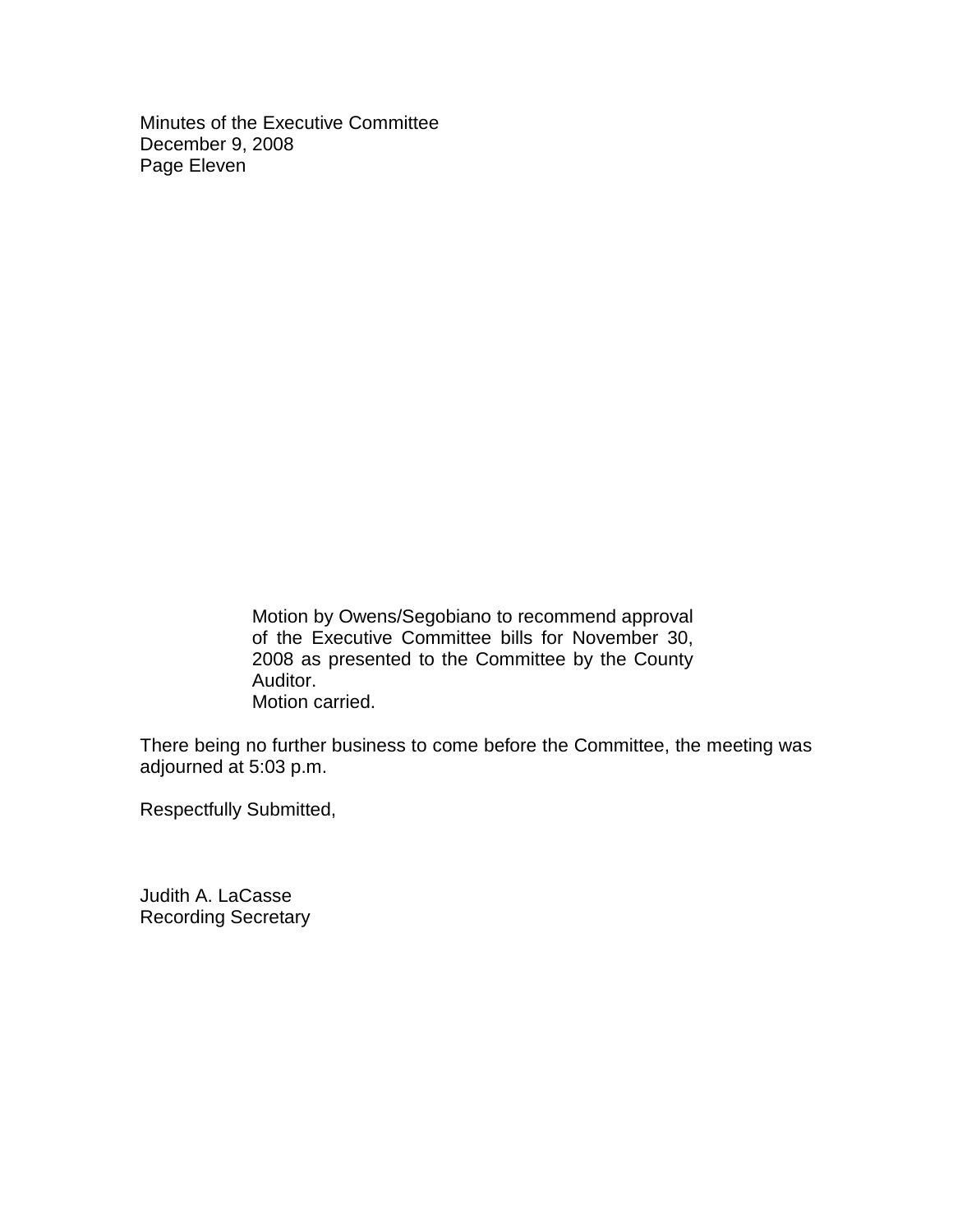Motion by Owens/Segobiano to recommend approval of the Executive Committee bills for November 30, 2008 as presented to the Committee by the County Auditor.
Motion carried.

There being no further business to come before the Committee, the meeting was adjourned at 5:03 p.m.

Respectfully Submitted,

Judith A. LaCasse
Recording Secretary